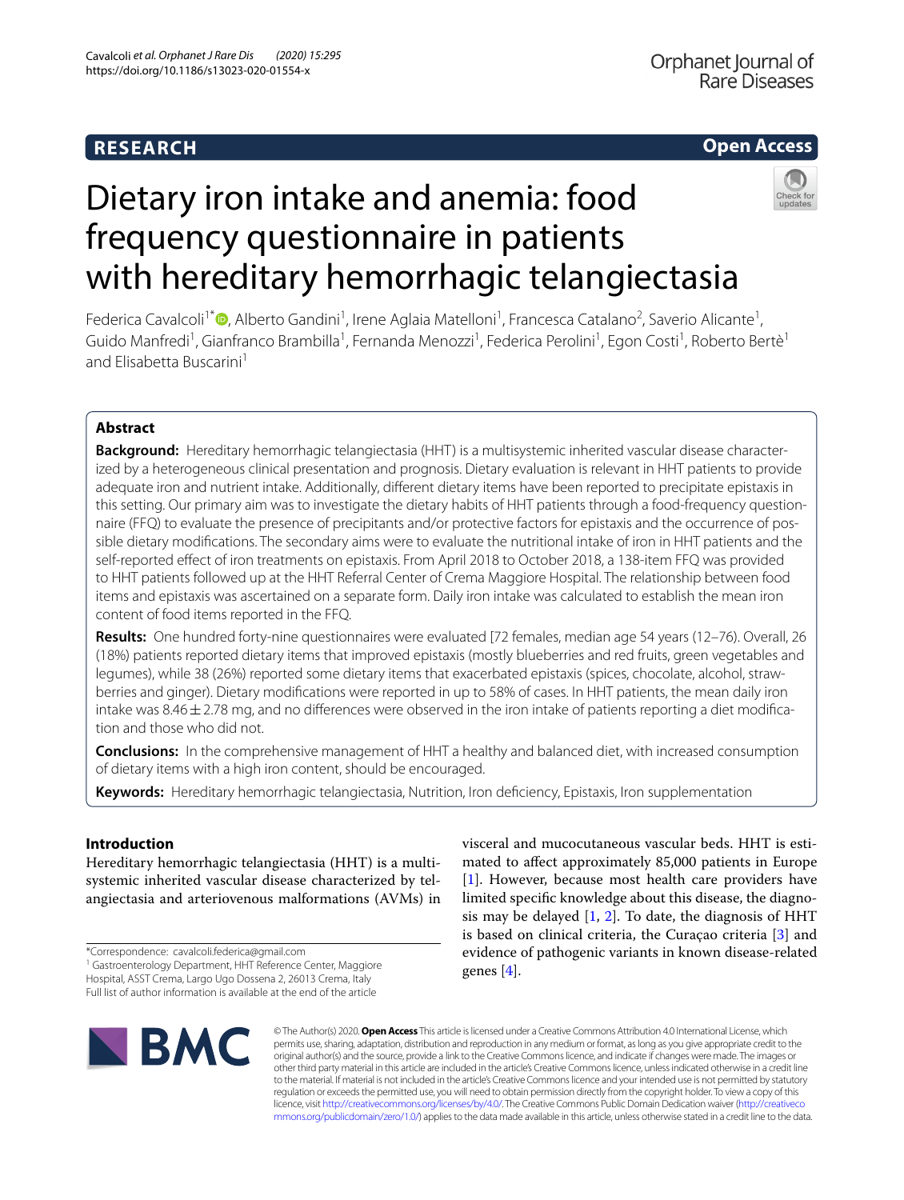RESEARCH

Open Access

# Dietary iron intake and anemia: food frequency questionnaire in patients with hereditary hemorrhagic telangiectasia

Federica Cavalcoli[1*], Alberto Gandini[1], Irene Aglaia Matelloni[1], Francesca Catalano[2], Saverio Alicante[1], Guido Manfredi[1], Gianfranco Brambilla[1], Fernanda Menozzi[1], Federica Perolini[1], Egon Costi[1], Roberto Bertè[1] and Elisabetta Buscarini[1]

## Abstract

**Background:** Hereditary hemorrhagic telangiectasia (HHT) is a multisystemic inherited vascular disease characterized by a heterogeneous clinical presentation and prognosis. Dietary evaluation is relevant in HHT patients to provide adequate iron and nutrient intake. Additionally, different dietary items have been reported to precipitate epistaxis in this setting. Our primary aim was to investigate the dietary habits of HHT patients through a food-frequency questionnaire (FFQ) to evaluate the presence of precipitants and/or protective factors for epistaxis and the occurrence of possible dietary modifications. The secondary aims were to evaluate the nutritional intake of iron in HHT patients and the self-reported effect of iron treatments on epistaxis. From April 2018 to October 2018, a 138-item FFQ was provided to HHT patients followed up at the HHT Referral Center of Crema Maggiore Hospital. The relationship between food items and epistaxis was ascertained on a separate form. Daily iron intake was calculated to establish the mean iron content of food items reported in the FFQ.

**Results:** One hundred forty-nine questionnaires were evaluated [72 females, median age 54 years (12–76). Overall, 26 (18%) patients reported dietary items that improved epistaxis (mostly blueberries and red fruits, green vegetables and legumes), while 38 (26%) reported some dietary items that exacerbated epistaxis (spices, chocolate, alcohol, strawberries and ginger). Dietary modifications were reported in up to 58% of cases. In HHT patients, the mean daily iron intake was 8.46 ± 2.78 mg, and no differences were observed in the iron intake of patients reporting a diet modification and those who did not.

**Conclusions:** In the comprehensive management of HHT a healthy and balanced diet, with increased consumption of dietary items with a high iron content, should be encouraged.

**Keywords:** Hereditary hemorrhagic telangiectasia, Nutrition, Iron deficiency, Epistaxis, Iron supplementation

## Introduction

Hereditary hemorrhagic telangiectasia (HHT) is a multisystemic inherited vascular disease characterized by telangiectasia and arteriovenous malformations (AVMs) in visceral and mucocutaneous vascular beds. HHT is estimated to affect approximately 85,000 patients in Europe [1]. However, because most health care providers have limited specific knowledge about this disease, the diagnosis may be delayed [1, 2]. To date, the diagnosis of HHT is based on clinical criteria, the Curaçao criteria [3] and evidence of pathogenic variants in known disease-related genes [4].

*Correspondence: cavalcoli.federica@gmail.com
[1] Gastroenterology Department, HHT Reference Center, Maggiore Hospital, ASST Crema, Largo Ugo Dossena 2, 26013 Crema, Italy
Full list of author information is available at the end of the article

© The Author(s) 2020. **Open Access** This article is licensed under a Creative Commons Attribution 4.0 International License, which permits use, sharing, adaptation, distribution and reproduction in any medium or format, as long as you give appropriate credit to the original author(s) and the source, provide a link to the Creative Commons licence, and indicate if changes were made. The images or other third party material in this article are included in the article's Creative Commons licence, unless indicated otherwise in a credit line to the material. If material is not included in the article's Creative Commons licence and your intended use is not permitted by statutory regulation or exceeds the permitted use, you will need to obtain permission directly from the copyright holder. To view a copy of this licence, visit http://creativecommons.org/licenses/by/4.0/. The Creative Commons Public Domain Dedication waiver (http://creativecommons.org/publicdomain/zero/1.0/) applies to the data made available in this article, unless otherwise stated in a credit line to the data.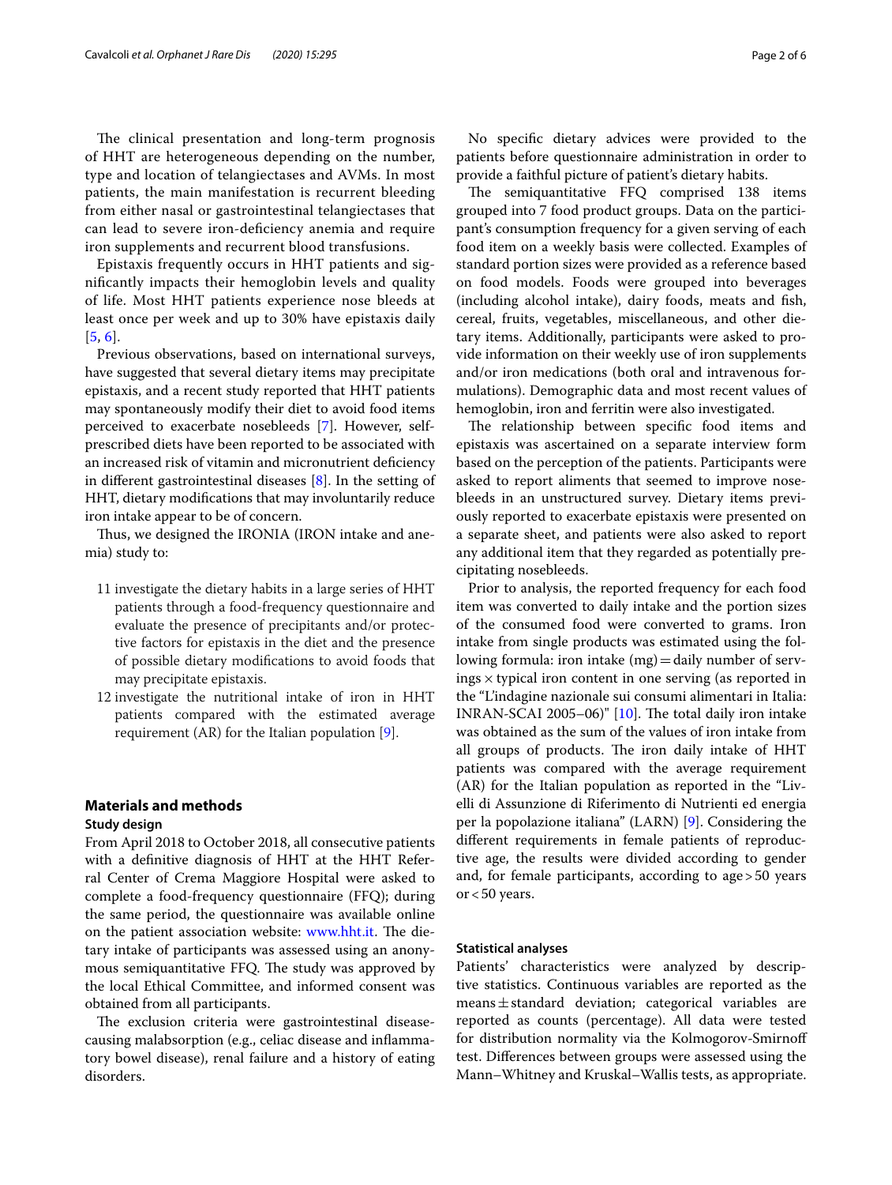The clinical presentation and long-term prognosis of HHT are heterogeneous depending on the number, type and location of telangiectases and AVMs. In most patients, the main manifestation is recurrent bleeding from either nasal or gastrointestinal telangiectases that can lead to severe iron-deficiency anemia and require iron supplements and recurrent blood transfusions.

Epistaxis frequently occurs in HHT patients and significantly impacts their hemoglobin levels and quality of life. Most HHT patients experience nose bleeds at least once per week and up to 30% have epistaxis daily [5, 6].

Previous observations, based on international surveys, have suggested that several dietary items may precipitate epistaxis, and a recent study reported that HHT patients may spontaneously modify their diet to avoid food items perceived to exacerbate nosebleeds [7]. However, self-prescribed diets have been reported to be associated with an increased risk of vitamin and micronutrient deficiency in different gastrointestinal diseases [8]. In the setting of HHT, dietary modifications that may involuntarily reduce iron intake appear to be of concern.

Thus, we designed the IRONIA (IRON intake and anemia) study to:

11 investigate the dietary habits in a large series of HHT patients through a food-frequency questionnaire and evaluate the presence of precipitants and/or protective factors for epistaxis in the diet and the presence of possible dietary modifications to avoid foods that may precipitate epistaxis.

12 investigate the nutritional intake of iron in HHT patients compared with the estimated average requirement (AR) for the Italian population [9].

## Materials and methods

### Study design

From April 2018 to October 2018, all consecutive patients with a definitive diagnosis of HHT at the HHT Referral Center of Crema Maggiore Hospital were asked to complete a food-frequency questionnaire (FFQ); during the same period, the questionnaire was available online on the patient association website: www.hht.it. The dietary intake of participants was assessed using an anonymous semiquantitative FFQ. The study was approved by the local Ethical Committee, and informed consent was obtained from all participants.

The exclusion criteria were gastrointestinal disease-causing malabsorption (e.g., celiac disease and inflammatory bowel disease), renal failure and a history of eating disorders.

No specific dietary advices were provided to the patients before questionnaire administration in order to provide a faithful picture of patient's dietary habits.

The semiquantitative FFQ comprised 138 items grouped into 7 food product groups. Data on the participant's consumption frequency for a given serving of each food item on a weekly basis were collected. Examples of standard portion sizes were provided as a reference based on food models. Foods were grouped into beverages (including alcohol intake), dairy foods, meats and fish, cereal, fruits, vegetables, miscellaneous, and other dietary items. Additionally, participants were asked to provide information on their weekly use of iron supplements and/or iron medications (both oral and intravenous formulations). Demographic data and most recent values of hemoglobin, iron and ferritin were also investigated.

The relationship between specific food items and epistaxis was ascertained on a separate interview form based on the perception of the patients. Participants were asked to report aliments that seemed to improve nosebleeds in an unstructured survey. Dietary items previously reported to exacerbate epistaxis were presented on a separate sheet, and patients were also asked to report any additional item that they regarded as potentially precipitating nosebleeds.

Prior to analysis, the reported frequency for each food item was converted to daily intake and the portion sizes of the consumed food were converted to grams. Iron intake from single products was estimated using the following formula: iron intake (mg) = daily number of servings × typical iron content in one serving (as reported in the "L'indagine nazionale sui consumi alimentari in Italia: INRAN-SCAI 2005–06)" [10]. The total daily iron intake was obtained as the sum of the values of iron intake from all groups of products. The iron daily intake of HHT patients was compared with the average requirement (AR) for the Italian population as reported in the "Livelli di Assunzione di Riferimento di Nutrienti ed energia per la popolazione italiana" (LARN) [9]. Considering the different requirements in female patients of reproductive age, the results were divided according to gender and, for female participants, according to age > 50 years or < 50 years.

### Statistical analyses

Patients' characteristics were analyzed by descriptive statistics. Continuous variables are reported as the means ± standard deviation; categorical variables are reported as counts (percentage). All data were tested for distribution normality via the Kolmogorov-Smirnoff test. Differences between groups were assessed using the Mann–Whitney and Kruskal–Wallis tests, as appropriate.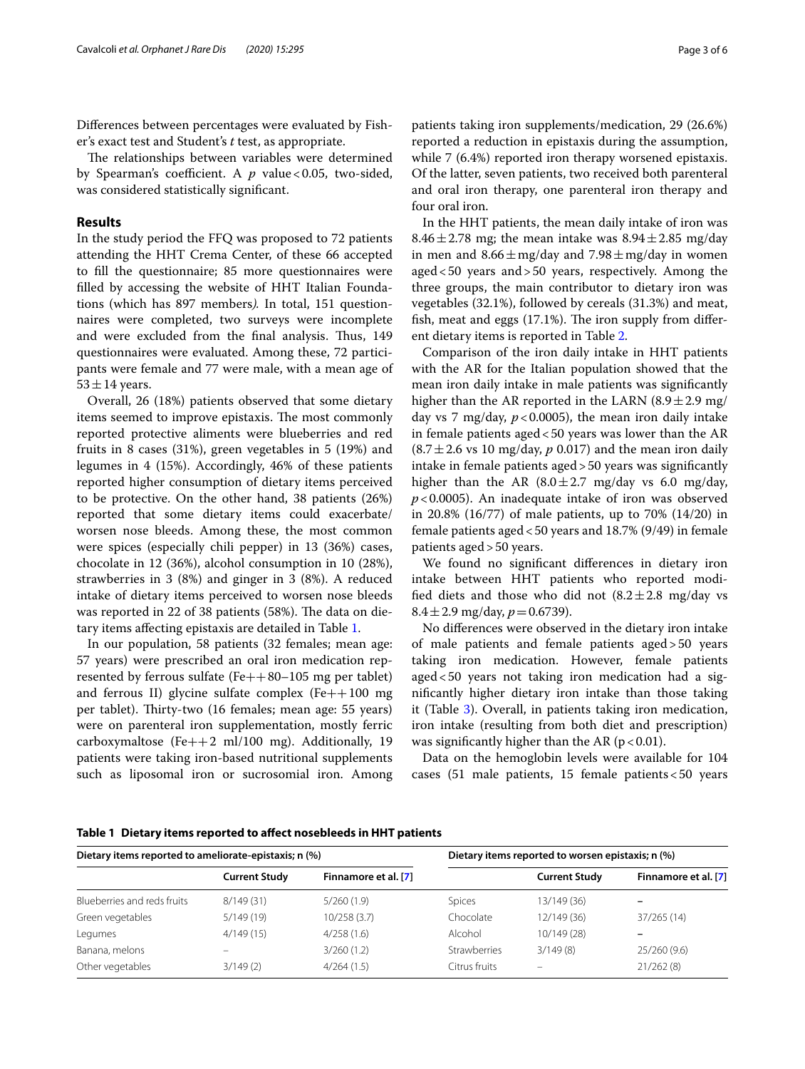Differences between percentages were evaluated by Fisher's exact test and Student's *t* test, as appropriate.

The relationships between variables were determined by Spearman's coefficient. A *p* value < 0.05, two-sided, was considered statistically significant.

## Results

In the study period the FFQ was proposed to 72 patients attending the HHT Crema Center, of these 66 accepted to fill the questionnaire; 85 more questionnaires were filled by accessing the website of HHT Italian Foundations (which has 897 members*)*. In total, 151 questionnaires were completed, two surveys were incomplete and were excluded from the final analysis. Thus, 149 questionnaires were evaluated. Among these, 72 participants were female and 77 were male, with a mean age of 53 ± 14 years.

Overall, 26 (18%) patients observed that some dietary items seemed to improve epistaxis. The most commonly reported protective aliments were blueberries and red fruits in 8 cases (31%), green vegetables in 5 (19%) and legumes in 4 (15%). Accordingly, 46% of these patients reported higher consumption of dietary items perceived to be protective. On the other hand, 38 patients (26%) reported that some dietary items could exacerbate/worsen nose bleeds. Among these, the most common were spices (especially chili pepper) in 13 (36%) cases, chocolate in 12 (36%), alcohol consumption in 10 (28%), strawberries in 3 (8%) and ginger in 3 (8%). A reduced intake of dietary items perceived to worsen nose bleeds was reported in 22 of 38 patients (58%). The data on dietary items affecting epistaxis are detailed in Table 1.

In our population, 58 patients (32 females; mean age: 57 years) were prescribed an oral iron medication represented by ferrous sulfate (Fe++ 80–105 mg per tablet) and ferrous II) glycine sulfate complex (Fe++ 100 mg per tablet). Thirty-two (16 females; mean age: 55 years) were on parenteral iron supplementation, mostly ferric carboxymaltose (Fe++ 2 ml/100 mg). Additionally, 19 patients were taking iron-based nutritional supplements such as liposomal iron or sucrosomial iron. Among patients taking iron supplements/medication, 29 (26.6%) reported a reduction in epistaxis during the assumption, while 7 (6.4%) reported iron therapy worsened epistaxis. Of the latter, seven patients, two received both parenteral and oral iron therapy, one parenteral iron therapy and four oral iron.

In the HHT patients, the mean daily intake of iron was 8.46 ± 2.78 mg; the mean intake was 8.94 ± 2.85 mg/day in men and 8.66 ± mg/day and 7.98 ± mg/day in women aged < 50 years and > 50 years, respectively. Among the three groups, the main contributor to dietary iron was vegetables (32.1%), followed by cereals (31.3%) and meat, fish, meat and eggs (17.1%). The iron supply from different dietary items is reported in Table 2.

Comparison of the iron daily intake in HHT patients with the AR for the Italian population showed that the mean iron daily intake in male patients was significantly higher than the AR reported in the LARN (8.9 ± 2.9 mg/day vs 7 mg/day, $p < 0.0005$), the mean iron daily intake in female patients aged < 50 years was lower than the AR (8.7 ± 2.6 vs 10 mg/day, *p* 0.017) and the mean iron daily intake in female patients aged > 50 years was significantly higher than the AR (8.0 ± 2.7 mg/day vs 6.0 mg/day, $p < 0.0005$). An inadequate intake of iron was observed in 20.8% (16/77) of male patients, up to 70% (14/20) in female patients aged < 50 years and 18.7% (9/49) in female patients aged > 50 years.

We found no significant differences in dietary iron intake between HHT patients who reported modified diets and those who did not (8.2 ± 2.8 mg/day vs 8.4 ± 2.9 mg/day, $p = 0.6739$).

No differences were observed in the dietary iron intake of male patients and female patients aged > 50 years taking iron medication. However, female patients aged < 50 years not taking iron medication had a significantly higher dietary iron intake than those taking it (Table 3). Overall, in patients taking iron medication, iron intake (resulting from both diet and prescription) was significantly higher than the AR ($p < 0.01$).

Data on the hemoglobin levels were available for 104 cases (51 male patients, 15 female patients < 50 years

**Table 1 Dietary items reported to affect nosebleeds in HHT patients**

| Dietary items reported to ameliorate-epistaxis; n (%) | | | Dietary items reported to worsen epistaxis; n (%) | | |
|---|---|---|---|---|---|
| | Current Study | Finnamore et al. [7] | | Current Study | Finnamore et al. [7] |
| Blueberries and reds fruits | 8/149 (31) | 5/260 (1.9) | Spices | 13/149 (36) | – |
| Green vegetables | 5/149 (19) | 10/258 (3.7) | Chocolate | 12/149 (36) | 37/265 (14) |
| Legumes | 4/149 (15) | 4/258 (1.6) | Alcohol | 10/149 (28) | – |
| Banana, melons | – | 3/260 (1.2) | Strawberries | 3/149 (8) | 25/260 (9.6) |
| Other vegetables | 3/149 (2) | 4/264 (1.5) | Citrus fruits | – | 21/262 (8) |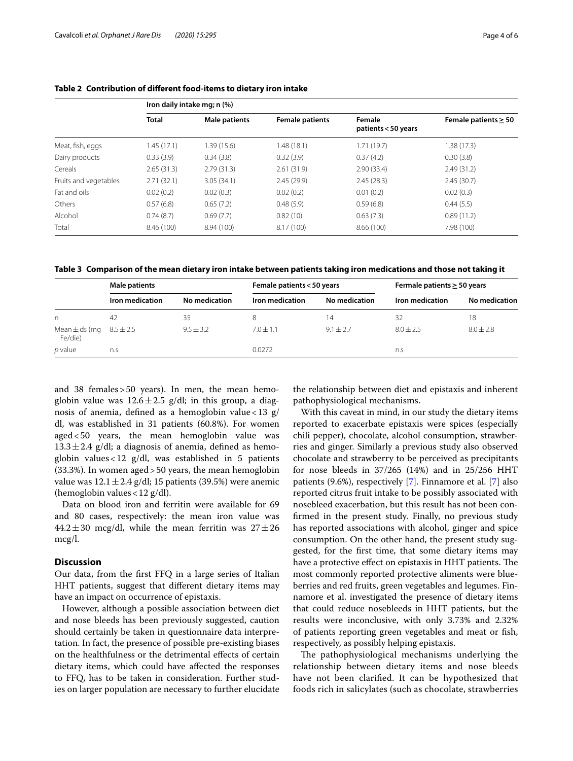**Table 2 Contribution of different food-items to dietary iron intake**

| | Iron daily intake mg; n (%) | | | | |
|---|---|---|---|---|---|
| | Total | Male patients | Female patients | Female patients < 50 years | Female patients ≥ 50 |
| Meat, fish, eggs | 1.45 (17.1) | 1.39 (15.6) | 1.48 (18.1) | 1.71 (19.7) | 1.38 (17.3) |
| Dairy products | 0.33 (3.9) | 0.34 (3.8) | 0.32 (3.9) | 0.37 (4.2) | 0.30 (3.8) |
| Cereals | 2.65 (31.3) | 2.79 (31.3) | 2.61 (31.9) | 2.90 (33.4) | 2.49 (31.2) |
| Fruits and vegetables | 2.71 (32.1) | 3.05 (34.1) | 2.45 (29.9) | 2.45 (28.3) | 2.45 (30.7) |
| Fat and oils | 0.02 (0.2) | 0.02 (0.3) | 0.02 (0.2) | 0.01 (0.2) | 0.02 (0.3) |
| Others | 0.57 (6.8) | 0.65 (7.2) | 0.48 (5.9) | 0.59 (6.8) | 0.44 (5.5) |
| Alcohol | 0.74 (8.7) | 0.69 (7.7) | 0.82 (10) | 0.63 (7.3) | 0.89 (11.2) |
| Total | 8.46 (100) | 8.94 (100) | 8.17 (100) | 8.66 (100) | 7.98 (100) |

**Table 3 Comparison of the mean dietary iron intake between patients taking iron medications and those not taking it**

| | Male patients | | Female patients < 50 years | | Fermale patients ≥ 50 years | |
|---|---|---|---|---|---|---|
| | Iron medication | No medication | Iron medication | No medication | Iron medication | No medication |
| n | 42 | 35 | 8 | 14 | 32 | 18 |
| Mean ± ds (mg Fe/die) | 8.5 ± 2.5 | 9.5 ± 3.2 | 7.0 ± 1.1 | 9.1 ± 2.7 | 8.0 ± 2.5 | 8.0 ± 2.8 |
| *p* value | n.s | | 0.0272 | | n.s | |

and 38 females > 50 years). In men, the mean hemoglobin value was 12.6 ± 2.5 g/dl; in this group, a diagnosis of anemia, defined as a hemoglobin value < 13 g/dl, was established in 31 patients (60.8%). For women aged < 50 years, the mean hemoglobin value was 13.3 ± 2.4 g/dl; a diagnosis of anemia, defined as hemoglobin values < 12 g/dl, was established in 5 patients (33.3%). In women aged > 50 years, the mean hemoglobin value was 12.1 ± 2.4 g/dl; 15 patients (39.5%) were anemic (hemoglobin values < 12 g/dl).

Data on blood iron and ferritin were available for 69 and 80 cases, respectively: the mean iron value was 44.2 ± 30 mcg/dl, while the mean ferritin was 27 ± 26 mcg/l.

## Discussion

Our data, from the first FFQ in a large series of Italian HHT patients, suggest that different dietary items may have an impact on occurrence of epistaxis.

However, although a possible association between diet and nose bleeds has been previously suggested, caution should certainly be taken in questionnaire data interpretation. In fact, the presence of possible pre-existing biases on the healthfulness or the detrimental effects of certain dietary items, which could have affected the responses to FFQ, has to be taken in consideration. Further studies on larger population are necessary to further elucidate the relationship between diet and epistaxis and inherent pathophysiological mechanisms.

With this caveat in mind, in our study the dietary items reported to exacerbate epistaxis were spices (especially chili pepper), chocolate, alcohol consumption, strawberries and ginger. Similarly a previous study also observed chocolate and strawberry to be perceived as precipitants for nose bleeds in 37/265 (14%) and in 25/256 HHT patients (9.6%), respectively [7]. Finnamore et al. [7] also reported citrus fruit intake to be possibly associated with nosebleed exacerbation, but this result has not been confirmed in the present study. Finally, no previous study has reported associations with alcohol, ginger and spice consumption. On the other hand, the present study suggested, for the first time, that some dietary items may have a protective effect on epistaxis in HHT patients. The most commonly reported protective aliments were blueberries and red fruits, green vegetables and legumes. Finnamore et al. investigated the presence of dietary items that could reduce nosebleeds in HHT patients, but the results were inconclusive, with only 3.73% and 2.32% of patients reporting green vegetables and meat or fish, respectively, as possibly helping epistaxis.

The pathophysiological mechanisms underlying the relationship between dietary items and nose bleeds have not been clarified. It can be hypothesized that foods rich in salicylates (such as chocolate, strawberries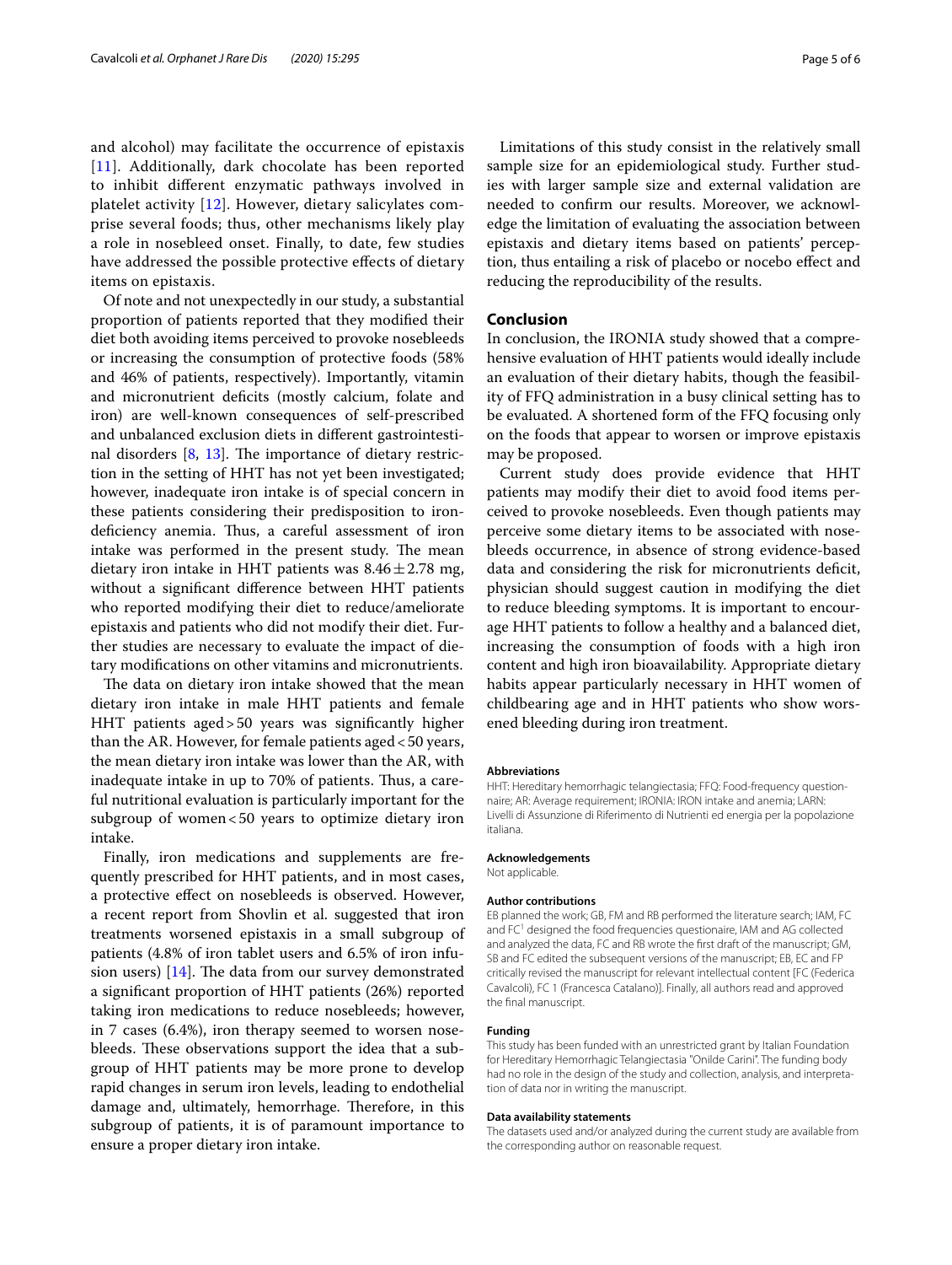and alcohol) may facilitate the occurrence of epistaxis [11]. Additionally, dark chocolate has been reported to inhibit different enzymatic pathways involved in platelet activity [12]. However, dietary salicylates comprise several foods; thus, other mechanisms likely play a role in nosebleed onset. Finally, to date, few studies have addressed the possible protective effects of dietary items on epistaxis.

Of note and not unexpectedly in our study, a substantial proportion of patients reported that they modified their diet both avoiding items perceived to provoke nosebleeds or increasing the consumption of protective foods (58% and 46% of patients, respectively). Importantly, vitamin and micronutrient deficits (mostly calcium, folate and iron) are well-known consequences of self-prescribed and unbalanced exclusion diets in different gastrointestinal disorders [8, 13]. The importance of dietary restriction in the setting of HHT has not yet been investigated; however, inadequate iron intake is of special concern in these patients considering their predisposition to iron-deficiency anemia. Thus, a careful assessment of iron intake was performed in the present study. The mean dietary iron intake in HHT patients was $8.46 \pm 2.78$ mg, without a significant difference between HHT patients who reported modifying their diet to reduce/ameliorate epistaxis and patients who did not modify their diet. Further studies are necessary to evaluate the impact of dietary modifications on other vitamins and micronutrients.

The data on dietary iron intake showed that the mean dietary iron intake in male HHT patients and female HHT patients aged > 50 years was significantly higher than the AR. However, for female patients aged < 50 years, the mean dietary iron intake was lower than the AR, with inadequate intake in up to 70% of patients. Thus, a careful nutritional evaluation is particularly important for the subgroup of women < 50 years to optimize dietary iron intake.

Finally, iron medications and supplements are frequently prescribed for HHT patients, and in most cases, a protective effect on nosebleeds is observed. However, a recent report from Shovlin et al. suggested that iron treatments worsened epistaxis in a small subgroup of patients (4.8% of iron tablet users and 6.5% of iron infusion users) [14]. The data from our survey demonstrated a significant proportion of HHT patients (26%) reported taking iron medications to reduce nosebleeds; however, in 7 cases (6.4%), iron therapy seemed to worsen nosebleeds. These observations support the idea that a subgroup of HHT patients may be more prone to develop rapid changes in serum iron levels, leading to endothelial damage and, ultimately, hemorrhage. Therefore, in this subgroup of patients, it is of paramount importance to ensure a proper dietary iron intake.

Limitations of this study consist in the relatively small sample size for an epidemiological study. Further studies with larger sample size and external validation are needed to confirm our results. Moreover, we acknowledge the limitation of evaluating the association between epistaxis and dietary items based on patients' perception, thus entailing a risk of placebo or nocebo effect and reducing the reproducibility of the results.

## Conclusion

In conclusion, the IRONIA study showed that a comprehensive evaluation of HHT patients would ideally include an evaluation of their dietary habits, though the feasibility of FFQ administration in a busy clinical setting has to be evaluated. A shortened form of the FFQ focusing only on the foods that appear to worsen or improve epistaxis may be proposed.

Current study does provide evidence that HHT patients may modify their diet to avoid food items perceived to provoke nosebleeds. Even though patients may perceive some dietary items to be associated with nosebleeds occurrence, in absence of strong evidence-based data and considering the risk for micronutrients deficit, physician should suggest caution in modifying the diet to reduce bleeding symptoms. It is important to encourage HHT patients to follow a healthy and a balanced diet, increasing the consumption of foods with a high iron content and high iron bioavailability. Appropriate dietary habits appear particularly necessary in HHT women of childbearing age and in HHT patients who show worsened bleeding during iron treatment.

#### Abbreviations

HHT: Hereditary hemorrhagic telangiectasia; FFQ: Food-frequency questionnaire; AR: Average requirement; IRONIA: IRON intake and anemia; LARN: Livelli di Assunzione di Riferimento di Nutrienti ed energia per la popolazione italiana.

#### Acknowledgements

Not applicable.

#### Author contributions

EB planned the work; GB, FM and RB performed the literature search; IAM, FC and FC[1] designed the food frequencies questionaire, IAM and AG collected and analyzed the data, FC and RB wrote the first draft of the manuscript; GM, SB and FC edited the subsequent versions of the manuscript; EB, EC and FP critically revised the manuscript for relevant intellectual content [FC (Federica Cavalcoli), FC 1 (Francesca Catalano)]. Finally, all authors read and approved the final manuscript.

#### Funding

This study has been funded with an unrestricted grant by Italian Foundation for Hereditary Hemorrhagic Telangiectasia "Onilde Carini". The funding body had no role in the design of the study and collection, analysis, and interpretation of data nor in writing the manuscript.

#### Data availability statements

The datasets used and/or analyzed during the current study are available from the corresponding author on reasonable request.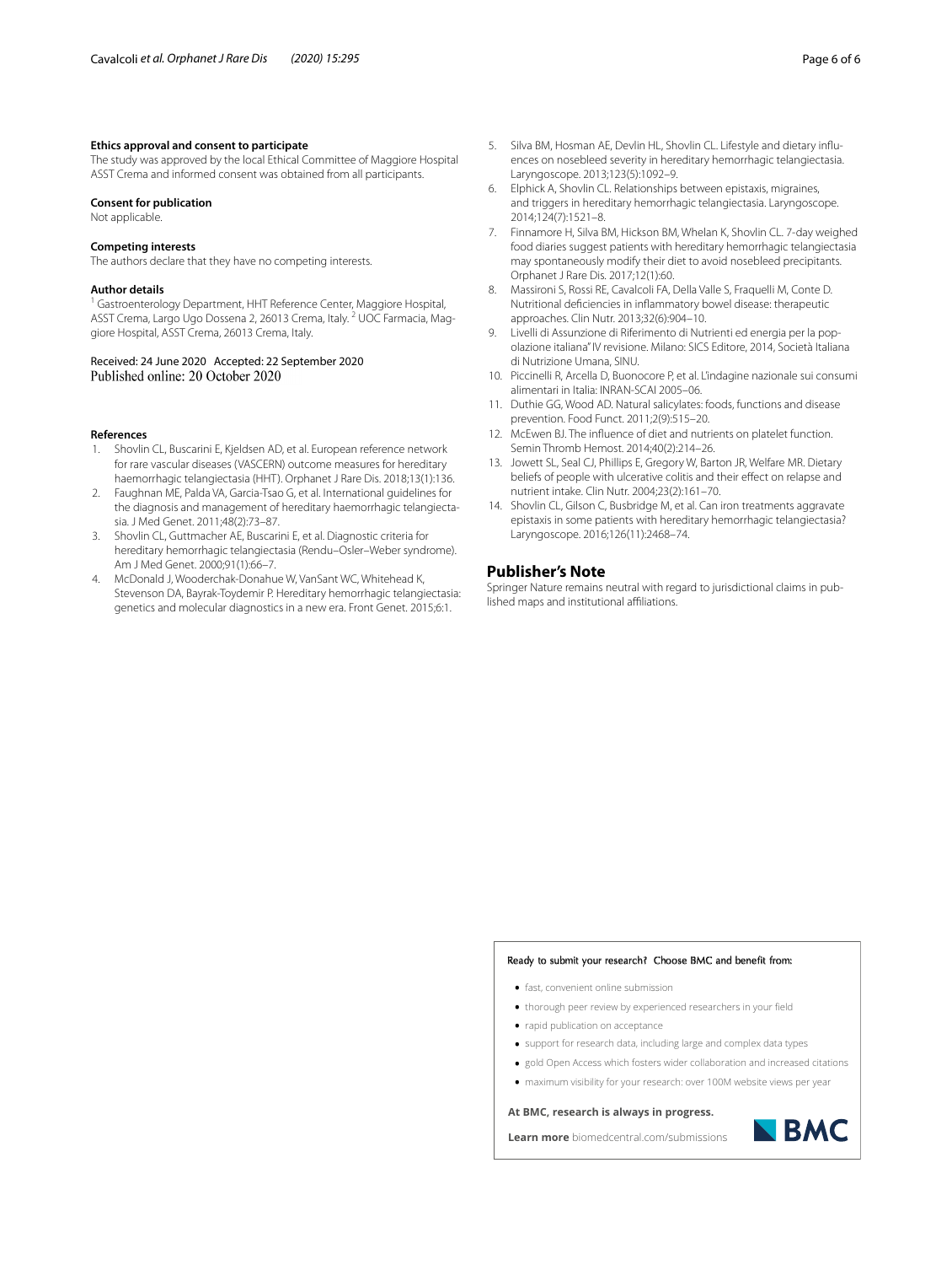### Ethics approval and consent to participate

The study was approved by the local Ethical Committee of Maggiore Hospital ASST Crema and informed consent was obtained from all participants.

### Consent for publication

Not applicable.

### Competing interests

The authors declare that they have no competing interests.

### Author details

[1] Gastroenterology Department, HHT Reference Center, Maggiore Hospital, ASST Crema, Largo Ugo Dossena 2, 26013 Crema, Italy. [2] UOC Farmacia, Maggiore Hospital, ASST Crema, 26013 Crema, Italy.

Received: 24 June 2020 Accepted: 22 September 2020
Published online: 20 October 2020

### References

1. Shovlin CL, Buscarini E, Kjeldsen AD, et al. European reference network for rare vascular diseases (VASCERN) outcome measures for hereditary haemorrhagic telangiectasia (HHT). Orphanet J Rare Dis. 2018;13(1):136.
2. Faughnan ME, Palda VA, Garcia-Tsao G, et al. International guidelines for the diagnosis and management of hereditary haemorrhagic telangiectasia. J Med Genet. 2011;48(2):73–87.
3. Shovlin CL, Guttmacher AE, Buscarini E, et al. Diagnostic criteria for hereditary hemorrhagic telangiectasia (Rendu–Osler–Weber syndrome). Am J Med Genet. 2000;91(1):66–7.
4. McDonald J, Wooderchak-Donahue W, VanSant WC, Whitehead K, Stevenson DA, Bayrak-Toydemir P. Hereditary hemorrhagic telangiectasia: genetics and molecular diagnostics in a new era. Front Genet. 2015;6:1.
5. Silva BM, Hosman AE, Devlin HL, Shovlin CL. Lifestyle and dietary influences on nosebleed severity in hereditary hemorrhagic telangiectasia. Laryngoscope. 2013;123(5):1092–9.
6. Elphick A, Shovlin CL. Relationships between epistaxis, migraines, and triggers in hereditary hemorrhagic telangiectasia. Laryngoscope. 2014;124(7):1521–8.
7. Finnamore H, Silva BM, Hickson BM, Whelan K, Shovlin CL. 7-day weighed food diaries suggest patients with hereditary hemorrhagic telangiectasia may spontaneously modify their diet to avoid nosebleed precipitants. Orphanet J Rare Dis. 2017;12(1):60.
8. Massironi S, Rossi RE, Cavalcoli FA, Della Valle S, Fraquelli M, Conte D. Nutritional deficiencies in inflammatory bowel disease: therapeutic approaches. Clin Nutr. 2013;32(6):904–10.
9. Livelli di Assunzione di Riferimento di Nutrienti ed energia per la popolazione italiana" IV revisione. Milano: SICS Editore, 2014, Società Italiana di Nutrizione Umana, SINU.
10. Piccinelli R, Arcella D, Buonocore P, et al. L'indagine nazionale sui consumi alimentari in Italia: INRAN-SCAI 2005–06.
11. Duthie GG, Wood AD. Natural salicylates: foods, functions and disease prevention. Food Funct. 2011;2(9):515–20.
12. McEwen BJ. The influence of diet and nutrients on platelet function. Semin Thromb Hemost. 2014;40(2):214–26.
13. Jowett SL, Seal CJ, Phillips E, Gregory W, Barton JR, Welfare MR. Dietary beliefs of people with ulcerative colitis and their effect on relapse and nutrient intake. Clin Nutr. 2004;23(2):161–70.
14. Shovlin CL, Gilson C, Busbridge M, et al. Can iron treatments aggravate epistaxis in some patients with hereditary hemorrhagic telangiectasia? Laryngoscope. 2016;126(11):2468–74.

## Publisher's Note

Springer Nature remains neutral with regard to jurisdictional claims in published maps and institutional affiliations.

Ready to submit your research? Choose BMC and benefit from:

- fast, convenient online submission
- thorough peer review by experienced researchers in your field
- rapid publication on acceptance
- support for research data, including large and complex data types
- gold Open Access which fosters wider collaboration and increased citations
- maximum visibility for your research: over 100M website views per year

**At BMC, research is always in progress.**

**Learn more** biomedcentral.com/submissions

BMC